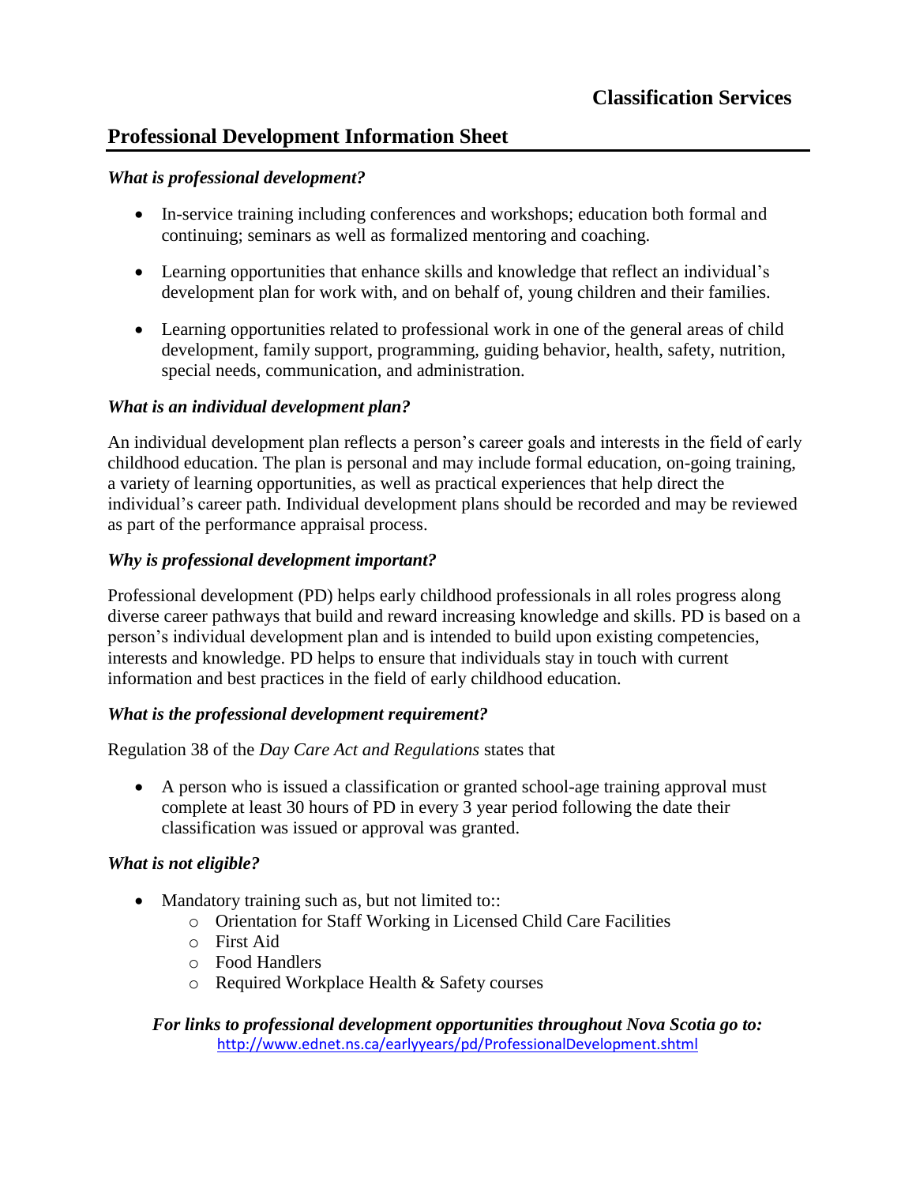**Classification Services**

# Professional Development Information Sheet

***What is professional development?***

- In-service training including conferences and workshops; education both formal and continuing; seminars as well as formalized mentoring and coaching.
- Learning opportunities that enhance skills and knowledge that reflect an individual's development plan for work with, and on behalf of, young children and their families.
- Learning opportunities related to professional work in one of the general areas of child development, family support, programming, guiding behavior, health, safety, nutrition, special needs, communication, and administration.

***What is an individual development plan?***

An individual development plan reflects a person's career goals and interests in the field of early childhood education. The plan is personal and may include formal education, on-going training, a variety of learning opportunities, as well as practical experiences that help direct the individual's career path. Individual development plans should be recorded and may be reviewed as part of the performance appraisal process.

***Why is professional development important?***

Professional development (PD) helps early childhood professionals in all roles progress along diverse career pathways that build and reward increasing knowledge and skills. PD is based on a person's individual development plan and is intended to build upon existing competencies, interests and knowledge. PD helps to ensure that individuals stay in touch with current information and best practices in the field of early childhood education.

***What is the professional development requirement?***

Regulation 38 of the *Day Care Act and Regulations* states that

- A person who is issued a classification or granted school-age training approval must complete at least 30 hours of PD in every 3 year period following the date their classification was issued or approval was granted.

***What is not eligible?***

- Mandatory training such as, but not limited to::
  - Orientation for Staff Working in Licensed Child Care Facilities
  - First Aid
  - Food Handlers
  - Required Workplace Health & Safety courses

***For links to professional development opportunities throughout Nova Scotia go to:***
http://www.ednet.ns.ca/earlyyears/pd/ProfessionalDevelopment.shtml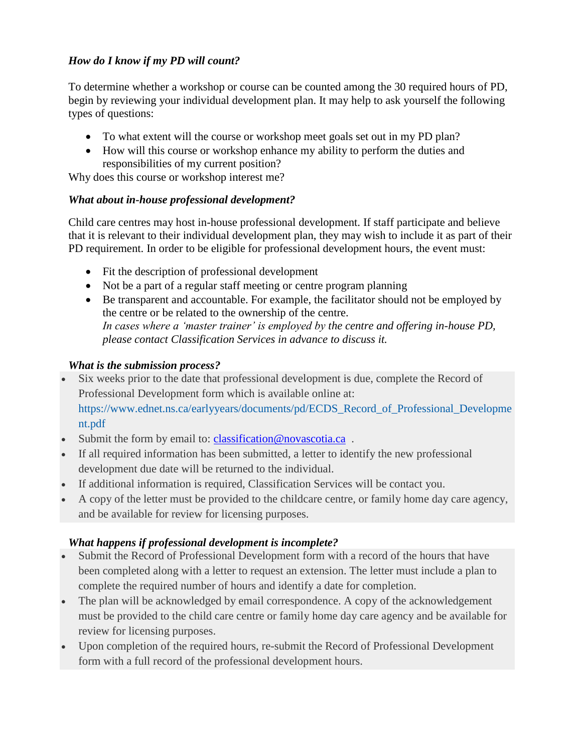***How do I know if my PD will count?***

To determine whether a workshop or course can be counted among the 30 required hours of PD, begin by reviewing your individual development plan. It may help to ask yourself the following types of questions:

- To what extent will the course or workshop meet goals set out in my PD plan?
- How will this course or workshop enhance my ability to perform the duties and responsibilities of my current position?

Why does this course or workshop interest me?

***What about in-house professional development?***

Child care centres may host in-house professional development. If staff participate and believe that it is relevant to their individual development plan, they may wish to include it as part of their PD requirement. In order to be eligible for professional development hours, the event must:

- Fit the description of professional development
- Not be a part of a regular staff meeting or centre program planning
- Be transparent and accountable. For example, the facilitator should not be employed by the centre or be related to the ownership of the centre.
  *In cases where a 'master trainer' is employed by the centre and offering in-house PD, please contact Classification Services in advance to discuss it.*

***What is the submission process?***

- Six weeks prior to the date that professional development is due, complete the Record of Professional Development form which is available online at: https://www.ednet.ns.ca/earlyyears/documents/pd/ECDS_Record_of_Professional_Development.pdf
- Submit the form by email to: classification@novascotia.ca .
- If all required information has been submitted, a letter to identify the new professional development due date will be returned to the individual.
- If additional information is required, Classification Services will be contact you.
- A copy of the letter must be provided to the childcare centre, or family home day care agency, and be available for review for licensing purposes.

***What happens if professional development is incomplete?***

- Submit the Record of Professional Development form with a record of the hours that have been completed along with a letter to request an extension. The letter must include a plan to complete the required number of hours and identify a date for completion.
- The plan will be acknowledged by email correspondence. A copy of the acknowledgement must be provided to the child care centre or family home day care agency and be available for review for licensing purposes.
- Upon completion of the required hours, re-submit the Record of Professional Development form with a full record of the professional development hours.